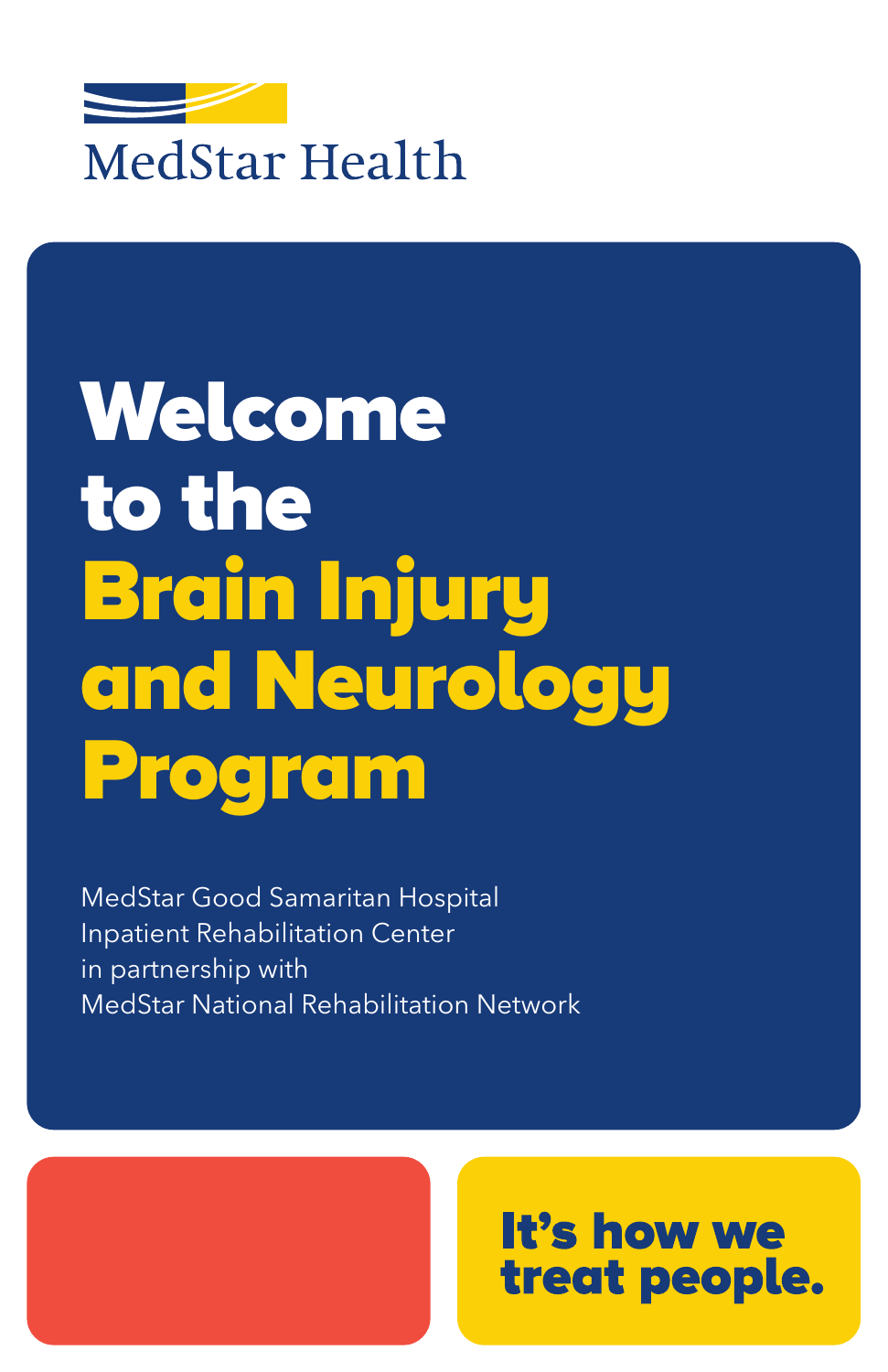MedStar Health

# Welcome to the Brain Injury and Neurology Program

MedStar Good Samaritan Hospital
Inpatient Rehabilitation Center
in partnership with
MedStar National Rehabilitation Network

**It's how we treat people.**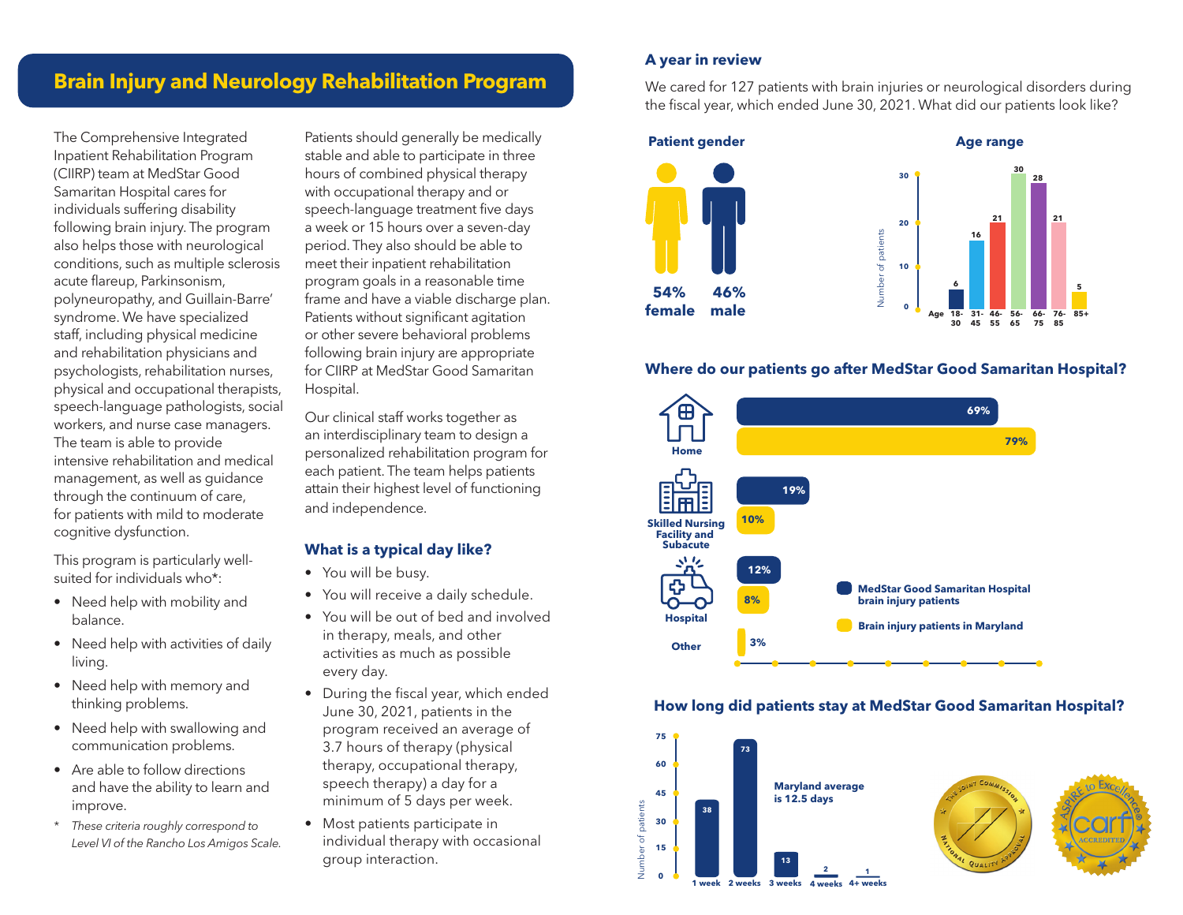# Brain Injury and Neurology Rehabilitation Program

The Comprehensive Integrated Inpatient Rehabilitation Program (CIIRP) team at MedStar Good Samaritan Hospital cares for individuals suffering disability following brain injury. The program also helps those with neurological conditions, such as multiple sclerosis acute flareup, Parkinsonism, polyneuropathy, and Guillain-Barre' syndrome. We have specialized staff, including physical medicine and rehabilitation physicians and psychologists, rehabilitation nurses, physical and occupational therapists, speech-language pathologists, social workers, and nurse case managers. The team is able to provide intensive rehabilitation and medical management, as well as guidance through the continuum of care, for patients with mild to moderate cognitive dysfunction.

This program is particularly well-suited for individuals who*:

- Need help with mobility and balance.
- Need help with activities of daily living.
- Need help with memory and thinking problems.
- Need help with swallowing and communication problems.
- Are able to follow directions and have the ability to learn and improve.

\* *These criteria roughly correspond to Level VI of the Rancho Los Amigos Scale.*

Patients should generally be medically stable and able to participate in three hours of combined physical therapy with occupational therapy and or speech-language treatment five days a week or 15 hours over a seven-day period. They also should be able to meet their inpatient rehabilitation program goals in a reasonable time frame and have a viable discharge plan. Patients without significant agitation or other severe behavioral problems following brain injury are appropriate for CIIRP at MedStar Good Samaritan Hospital.

Our clinical staff works together as an interdisciplinary team to design a personalized rehabilitation program for each patient. The team helps patients attain their highest level of functioning and independence.

### What is a typical day like?

- You will be busy.
- You will receive a daily schedule.
- You will be out of bed and involved in therapy, meals, and other activities as much as possible every day.
- During the fiscal year, which ended June 30, 2021, patients in the program received an average of 3.7 hours of therapy (physical therapy, occupational therapy, speech therapy) a day for a minimum of 5 days per week.
- Most patients participate in individual therapy with occasional group interaction.

### A year in review

We cared for 127 patients with brain injuries or neurological disorders during the fiscal year, which ended June 30, 2021. What did our patients look like?

**Patient gender**

54% female | 46% male

**Age range**

| Age | 18-30 | 31-45 | 46-55 | 56-65 | 66-75 | 76-85 | 85+ |
|---|---|---|---|---|---|---|---|
| Number of patients | 6 | 16 | 21 | 30 | 28 | 21 | 5 |

### Where do our patients go after MedStar Good Samaritan Hospital?

| | MedStar Good Samaritan Hospital brain injury patients | Brain injury patients in Maryland |
|---|---|---|
| Home | 69% | 79% |
| Skilled Nursing Facility and Subacute | 19% | 10% |
| Hospital | 12% | 8% |
| Other | | 3% |

### How long did patients stay at MedStar Good Samaritan Hospital?

| Length of stay | 1 week | 2 weeks | 3 weeks | 4 weeks | 4+ weeks |
|---|---|---|---|---|---|
| Number of patients | 38 | 73 | 13 | 2 | 1 |

Maryland average is 12.5 days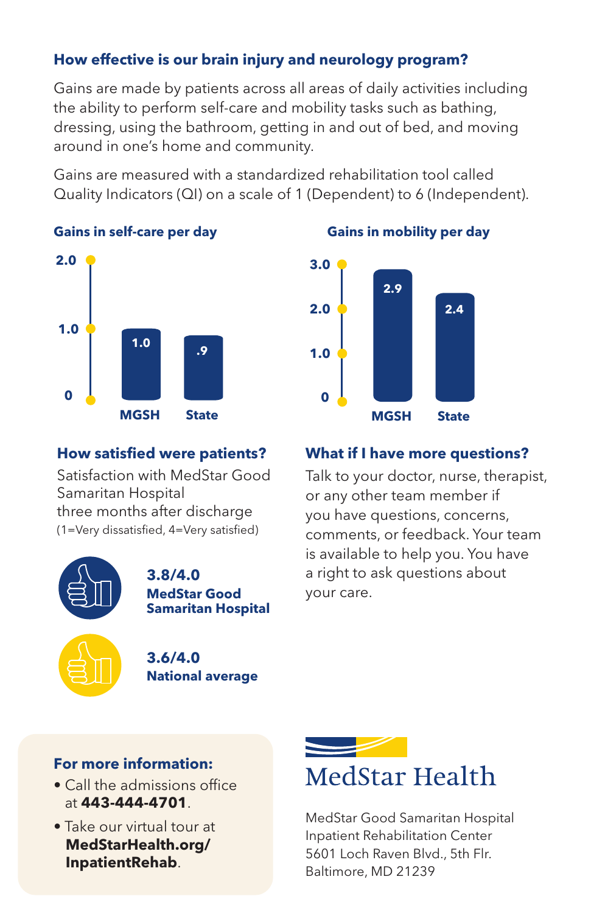## How effective is our brain injury and neurology program?

Gains are made by patients across all areas of daily activities including the ability to perform self-care and mobility tasks such as bathing, dressing, using the bathroom, getting in and out of bed, and moving around in one's home and community.

Gains are measured with a standardized rehabilitation tool called Quality Indicators (QI) on a scale of 1 (Dependent) to 6 (Independent).

**Gains in self-care per day**

2.0
1.0
0
1.0
.9
MGSH
State

**Gains in mobility per day**

3.0
2.0
1.0
0
2.9
2.4
MGSH
State

## How satisfied were patients?

Satisfaction with MedStar Good Samaritan Hospital three months after discharge
(1=Very dissatisfied, 4=Very satisfied)

**3.8/4.0**
**MedStar Good Samaritan Hospital**

**3.6/4.0**
**National average**

## What if I have more questions?

Talk to your doctor, nurse, therapist, or any other team member if you have questions, concerns, comments, or feedback. Your team is available to help you. You have a right to ask questions about your care.

### For more information:

- Call the admissions office at **443-444-4701**.
- Take our virtual tour at **MedStarHealth.org/InpatientRehab**.

MedStar Health

MedStar Good Samaritan Hospital
Inpatient Rehabilitation Center
5601 Loch Raven Blvd., 5th Flr.
Baltimore, MD 21239